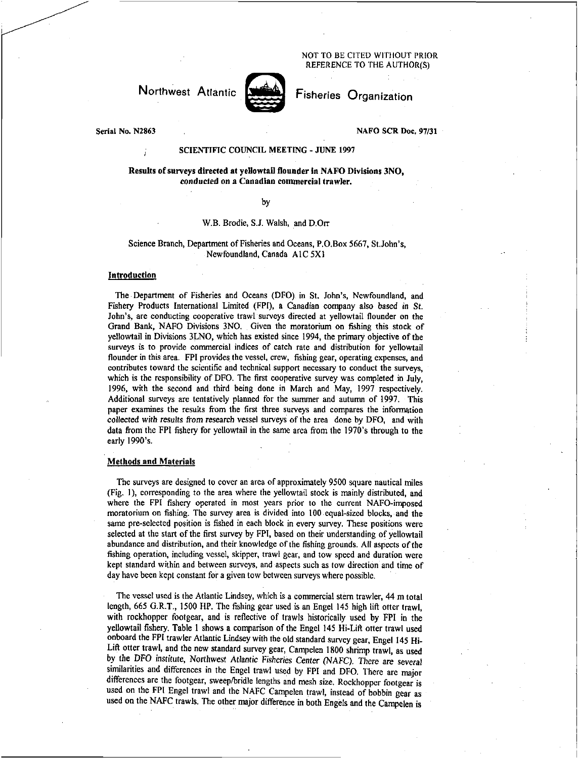NOT TO BE CITED WITHOUT PRIOR REFERENCE TO THE AUTHOR(S)

Northwest Atlantic Fisheries Organization

Serial No. N2863

NAFO SCR Doc. 97/31

SCIENTIFIC COUNCIL MEETING - JUNE 1997

**Results of surveys directed at yellowtail flounder in NAFO Divisions 3NO, conducted on a Canadian commercial trawler.**

by

W.B. Brodie, S.J. Walsh, and D.Orr

Science Branch, Department of Fisheries and Oceans, P.O.Box 5667, St.John's, Newfoundland, Canada A1C 5X1

## Introduction

The Department of Fisheries and Oceans (DFO) in St. John's, Newfoundland, and Fishery Products International Limited (FPI), a Canadian company also based in St. John's, are conducting cooperative trawl surveys directed at yellowtail flounder on the Grand Bank, NAFO Divisions 3NO. Given the moratorium on fishing this stock of yellowtail in Divisions 3LNO, which has existed since 1994, the primary objective of the surveys is to provide commercial indices of catch rate and distribution for yellowtail flounder in this area. FPI provides the vessel, crew, fishing gear, operating expenses, and contributes toward the scientific and technical support necessary to conduct the surveys, which is the responsibility of DFO. The first cooperative survey was completed in July, 1996, with the second and third being done in March and May, 1997 respectively. Additional surveys are tentatively planned for the summer and autumn of 1997. This paper examines the results from the first three surveys and compares the information collected with results from research vessel surveys of the area done by DFO, and with data from the FPI fishery for yellowtail in the same area from the 1970's through to the early 1990's.

## Methods and Materials

The surveys are designed to cover an area of approximately 9500 square nautical miles (Fig. 1), corresponding to the area where the yellowtail stock is mainly distributed, and where the FPI fishery operated in most years prior to the current NAFO-imposed moratorium on fishing. The survey area is divided into 100 equal-sized blocks, and the same pre-selected position is fished in each block in every survey. These positions were selected at the start of the first survey by FPI, based on their understanding of yellowtail abundance and distribution, and their knowledge of the fishing grounds. All aspects of the fishing operation, including vessel, skipper, trawl gear, and tow speed and duration were kept standard within and between surveys, and aspects such as tow direction and time of day have been kept constant for a given tow between surveys where possible.

The vessel used is the Atlantic Lindsey, which is a commercial stern trawler, 44 m total length, 665 G.R.T., 1500 HP. The fishing gear used is an Engel 145 high lift otter trawl, with rockhopper footgear, and is reflective of trawls historically used by FPI in the yellowtail fishery. Table 1 shows a comparison of the Engel 145 Hi-Lift otter trawl used onboard the FPI trawler Atlantic Lindsey with the old standard survey gear, Engel 145 Hi-Lift otter trawl, and the new standard survey gear, Campelen 1800 shrimp trawl, as used by the DFO institute, Northwest Atlantic Fisheries Center (NAFC). There are several similarities and differences in the Engel trawl used by FPI and DFO. There are major differences are the footgear, sweep/bridle lengths and mesh size. Rockhopper footgear is used on the FPI Engel trawl and the NAFC Campelen trawl, instead of bobbin gear as used on the NAFC trawls. The other major difference in both Engels and the Campelen is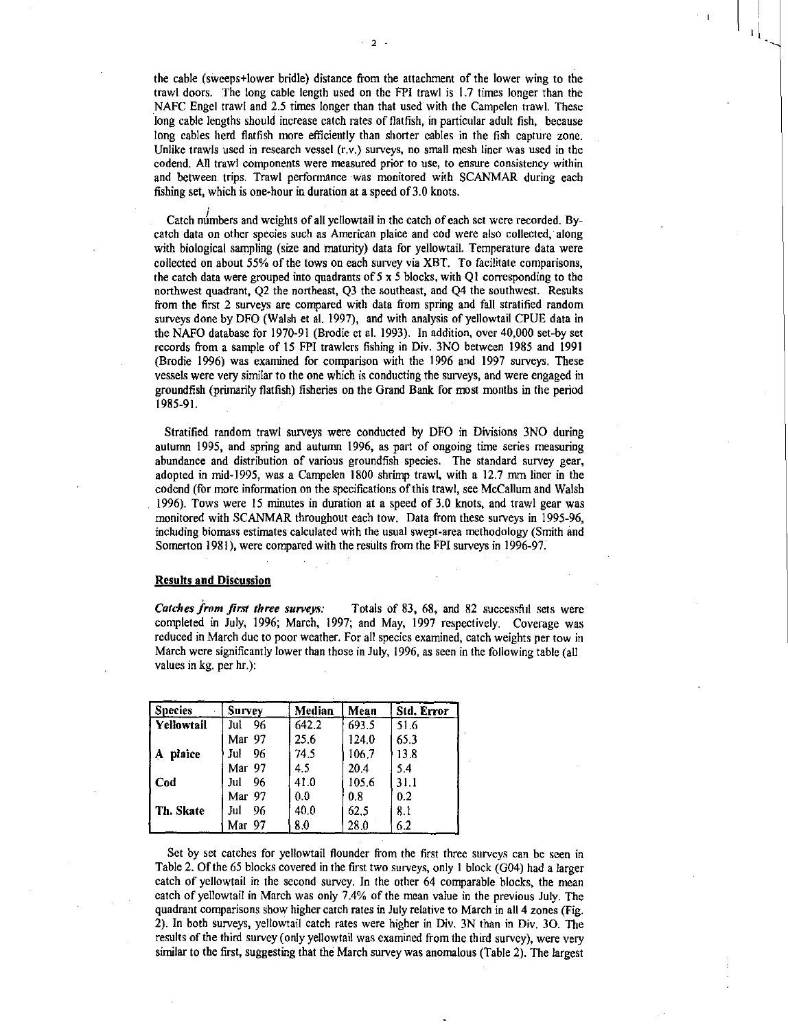the cable (sweeps+lower bridle) distance from the attachment of the lower wing to the trawl doors. The long cable length used on the FPI trawl is 1.7 times longer than the NAFC Engel trawl and 2.5 times longer than that used with the Campelen trawl. These long cable lengths should increase catch rates of flatfish, in particular adult fish, because long cables herd flatfish more efficiently than shorter cables in the fish capture zone. Unlike trawls used in research vessel (r.v.) surveys, no small mesh liner was used in the codend. All trawl components were measured prior to use, to ensure consistency within and between trips. Trawl performance was monitored with SCANMAR during each fishing set, which is one-hour in duration at a speed of 3.0 knots.

Catch numbers and weights of all yellowtail in the catch of each set were recorded. By-catch data on other species such as American plaice and cod were also collected, along with biological sampling (size and maturity) data for yellowtail. Temperature data were collected on about 55% of the tows on each survey via XBT. To facilitate comparisons, the catch data were grouped into quadrants of 5 x 5 blocks, with Q1 corresponding to the northwest quadrant, Q2 the northeast, Q3 the southeast, and Q4 the southwest. Results from the first 2 surveys are compared with data from spring and fall stratified random surveys done by DFO (Walsh et al. 1997), and with analysis of yellowtail CPUE data in the NAFO database for 1970-91 (Brodie et al. 1993). In addition, over 40,000 set-by set records from a sample of 15 FPI trawlers fishing in Div. 3NO between 1985 and 1991 (Brodie 1996) was examined for comparison with the 1996 and 1997 surveys. These vessels were very similar to the one which is conducting the surveys, and were engaged in groundfish (primarily flatfish) fisheries on the Grand Bank for most months in the period 1985-91.

Stratified random trawl surveys were conducted by DFO in Divisions 3NO during autumn 1995, and spring and autumn 1996, as part of ongoing time series measuring abundance and distribution of various groundfish species. The standard survey gear, adopted in mid-1995, was a Campelen 1800 shrimp trawl, with a 12.7 mm liner in the codend (for more information on the specifications of this trawl, see McCallum and Walsh 1996). Tows were 15 minutes in duration at a speed of 3.0 knots, and trawl gear was monitored with SCANMAR throughout each tow. Data from these surveys in 1995-96, including biomass estimates calculated with the usual swept-area methodology (Smith and Somerton 1981), were compared with the results from the FPI surveys in 1996-97.

## Results and Discussion

*Catches from first three surveys:* Totals of 83, 68, and 82 successful sets were completed in July, 1996; March, 1997; and May, 1997 respectively. Coverage was reduced in March due to poor weather. For all species examined, catch weights per tow in March were significantly lower than those in July, 1996, as seen in the following table (all values in kg. per hr.):

| Species | Survey | Median | Mean | Std. Error |
|---|---|---|---|---|
| **Yellowtail** | Jul 96 | 642.2 | 693.5 | 51.6 |
| | Mar 97 | 25.6 | 124.0 | 65.3 |
| **A plaice** | Jul 96 | 74.5 | 106.7 | 13.8 |
| | Mar 97 | 4.5 | 20.4 | 5.4 |
| **Cod** | Jul 96 | 41.0 | 105.6 | 31.1 |
| | Mar 97 | 0.0 | 0.8 | 0.2 |
| **Th. Skate** | Jul 96 | 40.0 | 62.5 | 8.1 |
| | Mar 97 | 8.0 | 28.0 | 6.2 |

Set by set catches for yellowtail flounder from the first three surveys can be seen in Table 2. Of the 65 blocks covered in the first two surveys, only 1 block (G04) had a larger catch of yellowtail in the second survey. In the other 64 comparable blocks, the mean catch of yellowtail in March was only 7.4% of the mean value in the previous July. The quadrant comparisons show higher catch rates in July relative to March in all 4 zones (Fig. 2). In both surveys, yellowtail catch rates were higher in Div. 3N than in Div. 3O. The results of the third survey (only yellowtail was examined from the third survey), were very similar to the first, suggesting that the March survey was anomalous (Table 2). The largest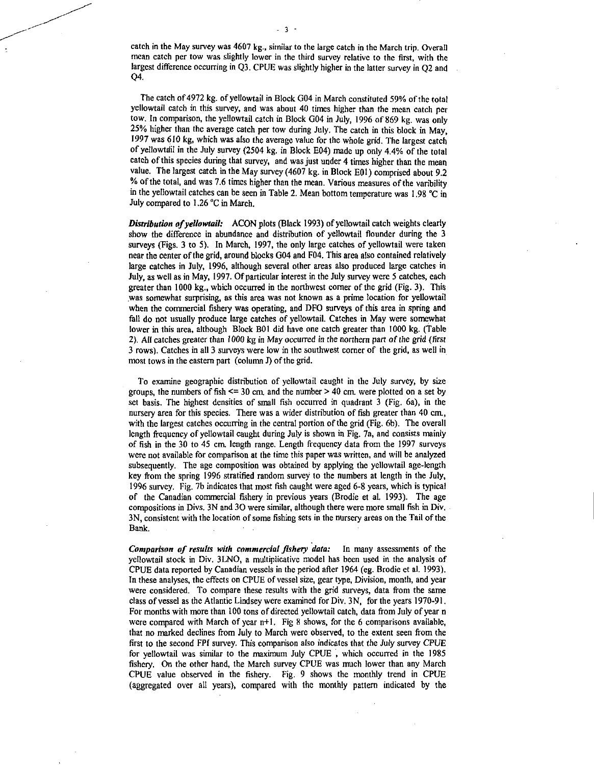catch in the May survey was 4607 kg., similar to the large catch in the March trip. Overall mean catch per tow was slightly lower in the third survey relative to the first, with the largest difference occurring in Q3. CPUE was slightly higher in the latter survey in Q2 and Q4.

The catch of 4972 kg. of yellowtail in Block G04 in March constituted 59% of the total yellowtail catch in this survey, and was about 40 times higher than the mean catch per tow. In comparison, the yellowtail catch in Block G04 in July, 1996 of 869 kg. was only 25% higher than the average catch per tow during July. The catch in this block in May, 1997 was 610 kg, which was also the average value for the whole grid. The largest catch of yellowtail in the July survey (2504 kg. in Block E04) made up only 4.4% of the total catch of this species during that survey, and was just under 4 times higher than the mean value. The largest catch in the May survey (4607 kg. in Block E01) comprised about 9.2 % of the total, and was 7.6 times higher than the mean. Various measures of the varibility in the yellowtail catches can be seen in Table 2. Mean bottom temperature was 1.98 °C in July compared to 1.26 °C in March.

***Distribution of yellowtail:*** ACON plots (Black 1993) of yellowtail catch weights clearly show the difference in abundance and distribution of yellowtail flounder during the 3 surveys (Figs. 3 to 5). In March, 1997, the only large catches of yellowtail were taken near the center of the grid, around blocks G04 and F04. This area also contained relatively large catches in July, 1996, although several other areas also produced large catches in July, as well as in May, 1997. Of particular interest in the July survey were 5 catches, each greater than 1000 kg., which occurred in the northwest corner of the grid (Fig. 3). This was somewhat surprising, as this area was not known as a prime location for yellowtail when the commercial fishery was operating, and DFO surveys of this area in spring and fall do not usually produce large catches of yellowtail. Catches in May were somewhat lower in this area, although Block B01 did have one catch greater than 1000 kg. (Table 2). *All catches greater than 1000 kg in May occurred in the northern part of the grid (first* 3 rows). Catches in all 3 surveys were low in the southwest corner of the grid, as well in most tows in the eastern part (column J) of the grid.

To examine geographic distribution of yellowtail caught in the July survey, by size groups, the numbers of fish <= 30 cm. and the number > 40 cm. were plotted on a set by set basis. The highest densities of small fish occurred in quadrant 3 (Fig. 6a), in the nursery area for this species. There was a wider distribution of fish greater than 40 cm., with the largest catches occurring in the central portion of the grid (Fig. 6b). The overall length frequency of yellowtail caught during July is shown in Fig. 7a, and consists mainly of fish in the 30 to 45 cm. length range. Length frequency data from the 1997 surveys were not available for comparison at the time this paper was written, and will be analyzed subsequently. The age composition was obtained by applying the yellowtail age-length key from the spring 1996 stratified random survey to the numbers at length in the July, 1996 survey. Fig. 7b indicates that most fish caught were aged 6-8 years, which is typical of the Canadian commercial fishery in previous years (Brodie et al. 1993). The age compositions in Divs. 3N and 3O were similar, although there were more small fish in Div. 3N, consistent with the location of some fishing sets in the nursery areas on the Tail of the Bank.

***Comparison of results with commercial fishery data:*** In many assessments of the yellowtail stock in Div. 3LNO, a multiplicative model has been used in the analysis of CPUE data reported by Canadian vessels in the period after 1964 (eg. Brodie et al. 1993). In these analyses, the effects on CPUE of vessel size, gear type, Division, month, and year were considered. To compare these results with the grid surveys, data from the same class of vessel as the Atlantic Lindsey were examined for Div. 3N, for the years 1970-91. For months with more than 100 tons of directed yellowtail catch, data from July of year n were compared with March of year n+1. Fig 8 shows, for the 6 comparisons available, that no marked declines from July to March were observed, to the extent seen from the first to the second FPI survey. This comparison also indicates that the July survey CPUE for yellowtail was similar to the maximum July CPUE , which occurred in the 1985 fishery. On the other hand, the March survey CPUE was much lower than any March CPUE value observed in the fishery. Fig. 9 shows the monthly trend in CPUE (aggregated over all years), compared with the monthly pattern indicated by the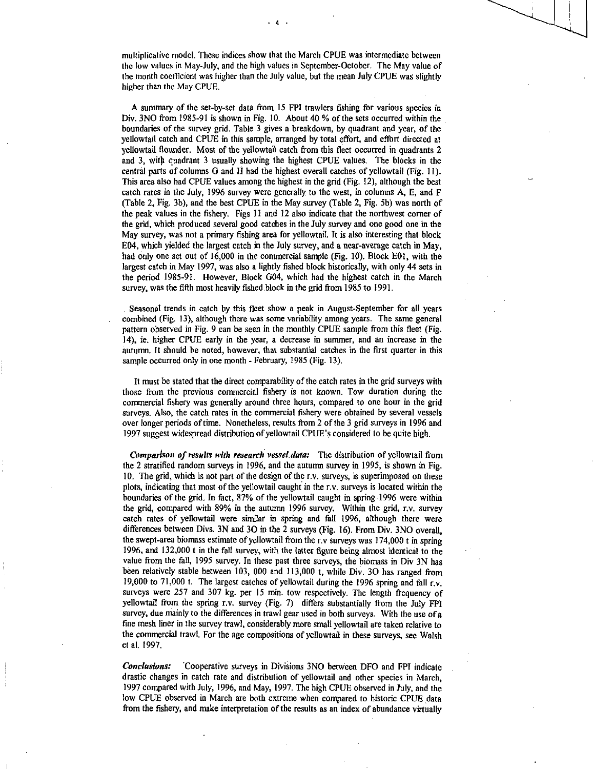multiplicative model. These indices show that the March CPUE was intermediate between the low values in May-July, and the high values in September-October. The May value of the month coefficient was higher than the July value, but the mean July CPUE was slightly higher than the May CPUE.

A summary of the set-by-set data from 15 FPI trawlers fishing for various species in Div. 3NO from 1985-91 is shown in Fig. 10. About 40 % of the sets occurred within the boundaries of the survey grid. Table 3 gives a breakdown, by quadrant and year, of the yellowtail catch and CPUE in this sample, arranged by total effort, and effort directed at yellowtail flounder. Most of the yellowtail catch from this fleet occurred in quadrants 2 and 3, with quadrant 3 usually showing the highest CPUE values. The blocks in the central parts of columns G and H had the highest overall catches of yellowtail (Fig. 11). This area also had CPUE values among the highest in the grid (Fig. 12), although the best catch rates in the July, 1996 survey were generally to the west, in columns A, E, and F (Table 2, Fig. 3b), and the best CPUE in the May survey (Table 2, Fig. 5b) was north of the peak values in the fishery. Figs 11 and 12 also indicate that the northwest corner of the grid, which produced several good catches in the July survey and one good one in the May survey, was not a primary fishing area for yellowtail. It is also interesting that block E04, which yielded the largest catch in the July survey, and a near-average catch in May, had only one set out of 16,000 in the commercial sample (Fig. 10). Block E01, with the largest catch in May 1997, was also a lightly fished block historically, with only 44 sets in the period 1985-91. However, Block G04, which had the highest catch in the March survey, was the fifth most heavily fished block in the grid from 1985 to 1991.

Seasonal trends in catch by this fleet show a peak in August-September for all years combined (Fig. 13), although there was some variability among years. The same general pattern observed in Fig. 9 can be seen in the monthly CPUE sample from this fleet (Fig. 14), ie. higher CPUE early in the year, a decrease in summer, and an increase in the autumn. It should be noted, however, that substantial catches in the first quarter in this sample occurred only in one month - February, 1985 (Fig. 13).

It must be stated that the direct comparability of the catch rates in the grid surveys with those from the previous commercial fishery is not known. Tow duration during the commercial fishery was generally around three hours, compared to one hour in the grid surveys. Also, the catch rates in the commercial fishery were obtained by several vessels over longer periods of time. Nonetheless, results from 2 of the 3 grid surveys in 1996 and 1997 suggest widespread distribution of yellowtail CPUE's considered to be quite high.

***Comparison of results with research vessel data:*** The distribution of yellowtail from the 2 stratified random surveys in 1996, and the autumn survey in 1995, is shown in Fig. 10. The grid, which is not part of the design of the r.v. surveys, is superimposed on these plots, indicating that most of the yellowtail caught in the r.v. surveys is located within the boundaries of the grid. In fact, 87% of the yellowtail caught in spring 1996 were within the grid, compared with 89% in the autumn 1996 survey. Within the grid, r.v. survey catch rates of yellowtail were similar in spring and fall 1996, although there were differences between Divs. 3N and 3O in the 2 surveys (Fig. 16). From Div. 3NO overall, the swept-area biomass estimate of yellowtail from the r.v surveys was 174,000 t in spring 1996, and 132,000 t in the fall survey, with the latter figure being almost identical to the value from the fall, 1995 survey. In these past three surveys, the biomass in Div 3N has been relatively stable between 103, 000 and 113,000 t, while Div. 3O has ranged from 19,000 to 71,000 t. The largest catches of yellowtail during the 1996 spring and fall r.v. surveys were 257 and 307 kg. per 15 min. tow respectively. The length frequency of yellowtail from the spring r.v. survey (Fig. 7) differs substantially from the July FPI survey, due mainly to the differences in trawl gear used in both surveys. With the use of a fine mesh liner in the survey trawl, considerably more small yellowtail are taken relative to the commercial trawl. For the age compositions of yellowtail in these surveys, see Walsh et al. 1997.

***Conclusions:*** Cooperative surveys in Divisions 3NO between DFO and FPI indicate drastic changes in catch rate and distribution of yellowtail and other species in March, 1997 compared with July, 1996, and May, 1997. The high CPUE observed in July, and the low CPUE observed in March are both extreme when compared to historic CPUE data from the fishery, and make interpretation of the results as an index of abundance virtually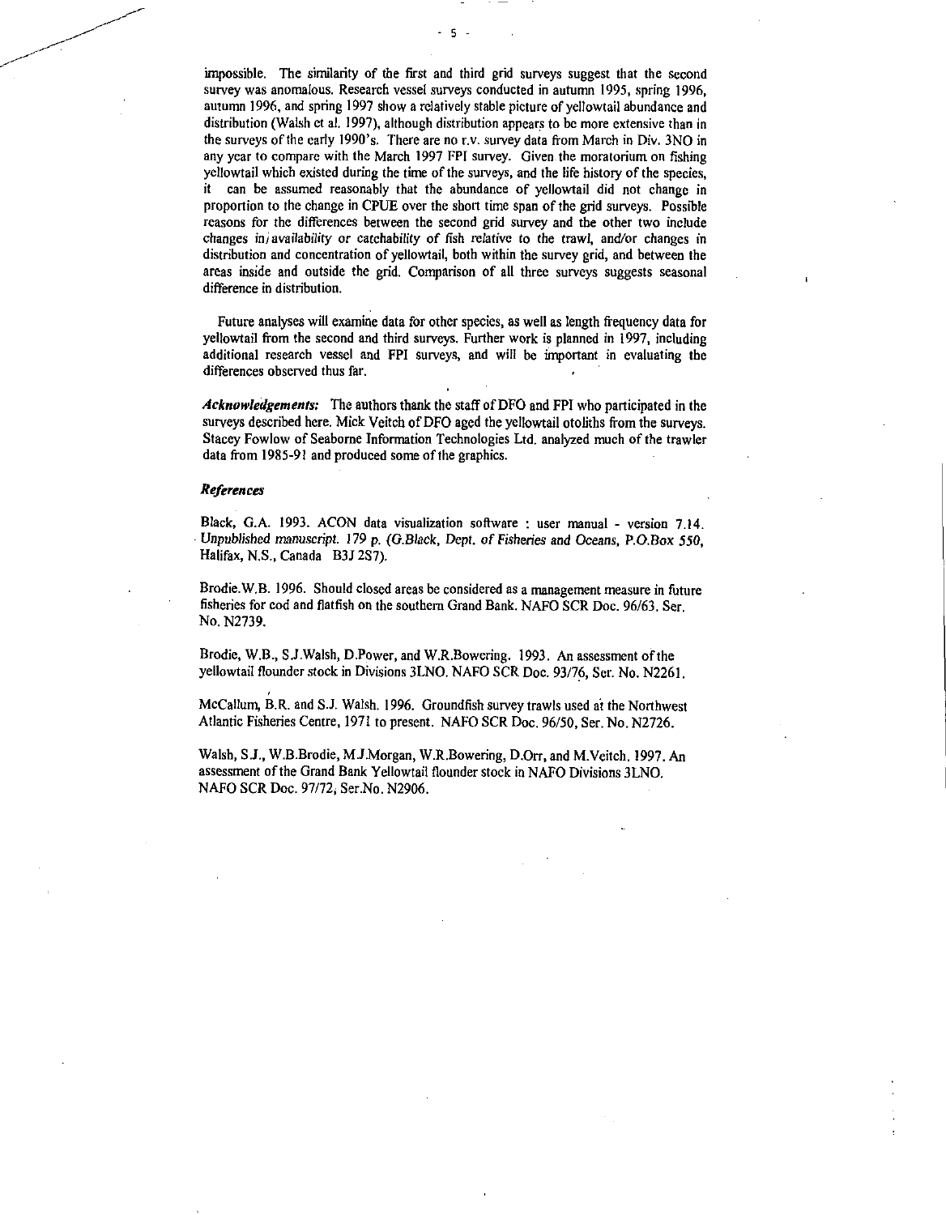impossible. The similarity of the first and third grid surveys suggest that the second survey was anomalous. Research vessel surveys conducted in autumn 1995, spring 1996, autumn 1996, and spring 1997 show a relatively stable picture of yellowtail abundance and distribution (Walsh et al. 1997), although distribution appears to be more extensive than in the surveys of the early 1990's. There are no r.v. survey data from March in Div. 3NO in any year to compare with the March 1997 FPI survey. Given the moratorium on fishing yellowtail which existed during the time of the surveys, and the life history of the species, it can be assumed reasonably that the abundance of yellowtail did not change in proportion to the change in CPUE over the short time span of the grid surveys. Possible reasons for the differences between the second grid survey and the other two include changes in availability or catchability of fish relative to the trawl, and/or changes in distribution and concentration of yellowtail, both within the survey grid, and between the areas inside and outside the grid. Comparison of all three surveys suggests seasonal difference in distribution.

Future analyses will examine data for other species, as well as length frequency data for yellowtail from the second and third surveys. Further work is planned in 1997, including additional research vessel and FPI surveys, and will be important in evaluating the differences observed thus far.

***Acknowledgements:*** The authors thank the staff of DFO and FPI who participated in the surveys described here. Mick Veitch of DFO aged the yellowtail otoliths from the surveys. Stacey Fowlow of Seaborne Information Technologies Ltd. analyzed much of the trawler data from 1985-91 and produced some of the graphics.

### *References*

Black, G.A. 1993. ACON data visualization software : user manual - version 7.14. *Unpublished manuscript. 179 p. (G.Black, Dept. of Fisheries and Oceans, P.O.Box 550,* Halifax, N.S., Canada B3J 2S7).

Brodie.W.B. 1996. Should closed areas be considered as a management measure in future fisheries for cod and flatfish on the southern Grand Bank. NAFO SCR Doc. 96/63. Ser. No. N2739.

Brodie, W.B., S.J.Walsh, D.Power, and W.R.Bowering. 1993. An assessment of the yellowtail flounder stock in Divisions 3LNO. NAFO SCR Doc. 93/76, Ser. No. N2261.

McCallum, B.R. and S.J. Walsh. 1996. Groundfish survey trawls used at the Northwest Atlantic Fisheries Centre, 1971 to present. NAFO SCR Doc. 96/50, Ser. No. N2726.

Walsh, S.J., W.B.Brodie, M.J.Morgan, W.R.Bowering, D.Orr, and M.Veitch. 1997. An assessment of the Grand Bank Yellowtail flounder stock in NAFO Divisions 3LNO. NAFO SCR Doc. 97/72, Ser.No. N2906.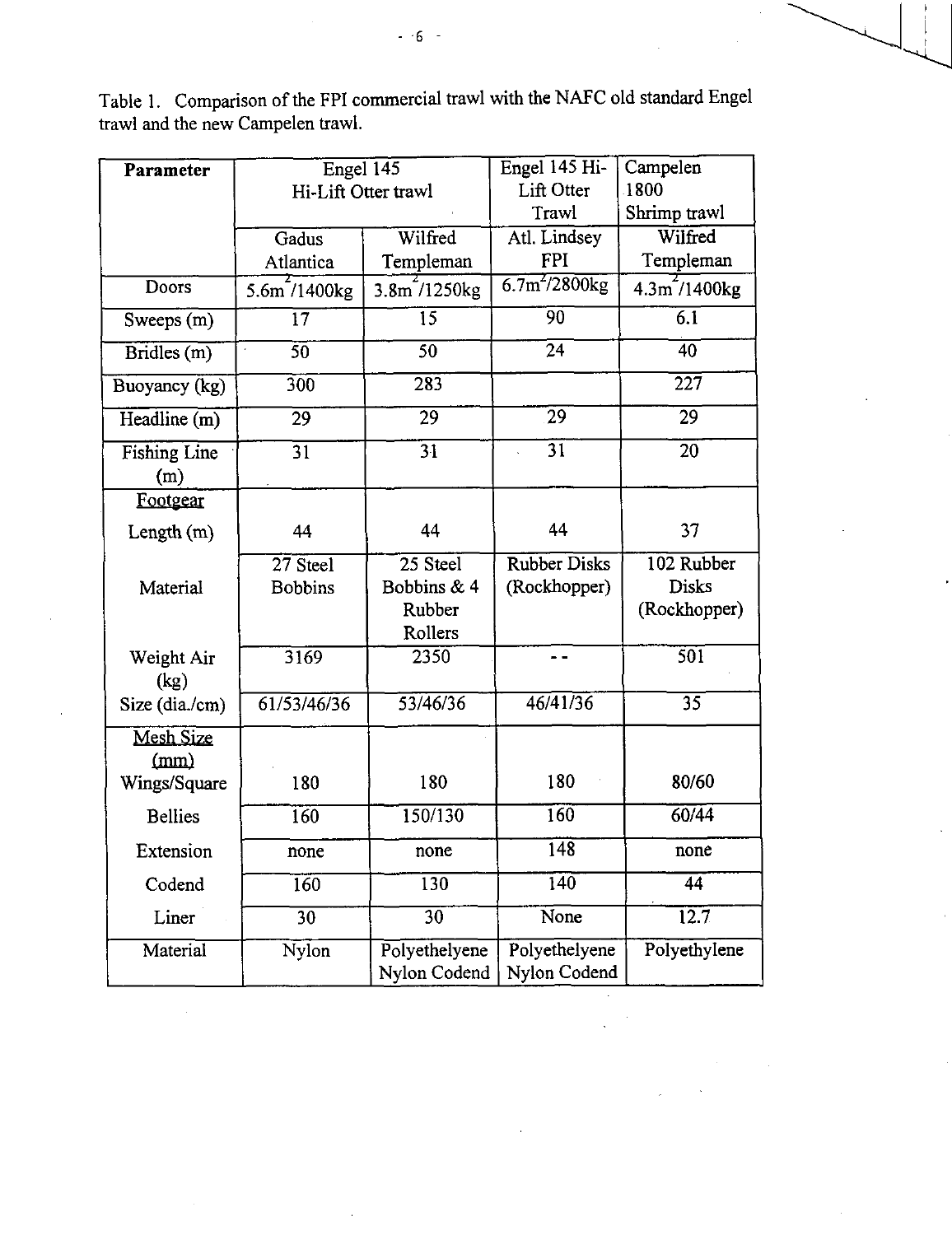Table 1. Comparison of the FPI commercial trawl with the NAFC old standard Engel trawl and the new Campelen trawl.

| Parameter | Engel 145 Hi-Lift Otter trawl | | Engel 145 Hi-Lift Otter Trawl | Campelen 1800 Shrimp trawl |
|---|---|---|---|---|
| | Gadus Atlantica | Wilfred Templeman | Atl. Lindsey FPI | Wilfred Templeman |
| Doors | $5.6m^2$/1400kg | $3.8m^2$/1250kg | $6.7m^2$/2800kg | $4.3m^2$/1400kg |
| Sweeps (m) | 17 | 15 | 90 | 6.1 |
| Bridles (m) | 50 | 50 | 24 | 40 |
| Buoyancy (kg) | 300 | 283 | | 227 |
| Headline (m) | 29 | 29 | 29 | 29 |
| Fishing Line (m) | 31 | 31 | 31 | 20 |
| Footgear | | | | |
| Length (m) | 44 | 44 | 44 | 37 |
| Material | 27 Steel Bobbins | 25 Steel Bobbins & 4 Rubber Rollers | Rubber Disks (Rockhopper) | 102 Rubber Disks (Rockhopper) |
| Weight Air (kg) | 3169 | 2350 | -- | 501 |
| Size (dia./cm) | 61/53/46/36 | 53/46/36 | 46/41/36 | 35 |
| Mesh Size (mm) | | | | |
| Wings/Square | 180 | 180 | 180 | 80/60 |
| Bellies | 160 | 150/130 | 160 | 60/44 |
| Extension | none | none | 148 | none |
| Codend | 160 | 130 | 140 | 44 |
| Liner | 30 | 30 | None | 12.7 |
| Material | Nylon | Polyethelyene Nylon Codend | Polyethelyene Nylon Codend | Polyethylene |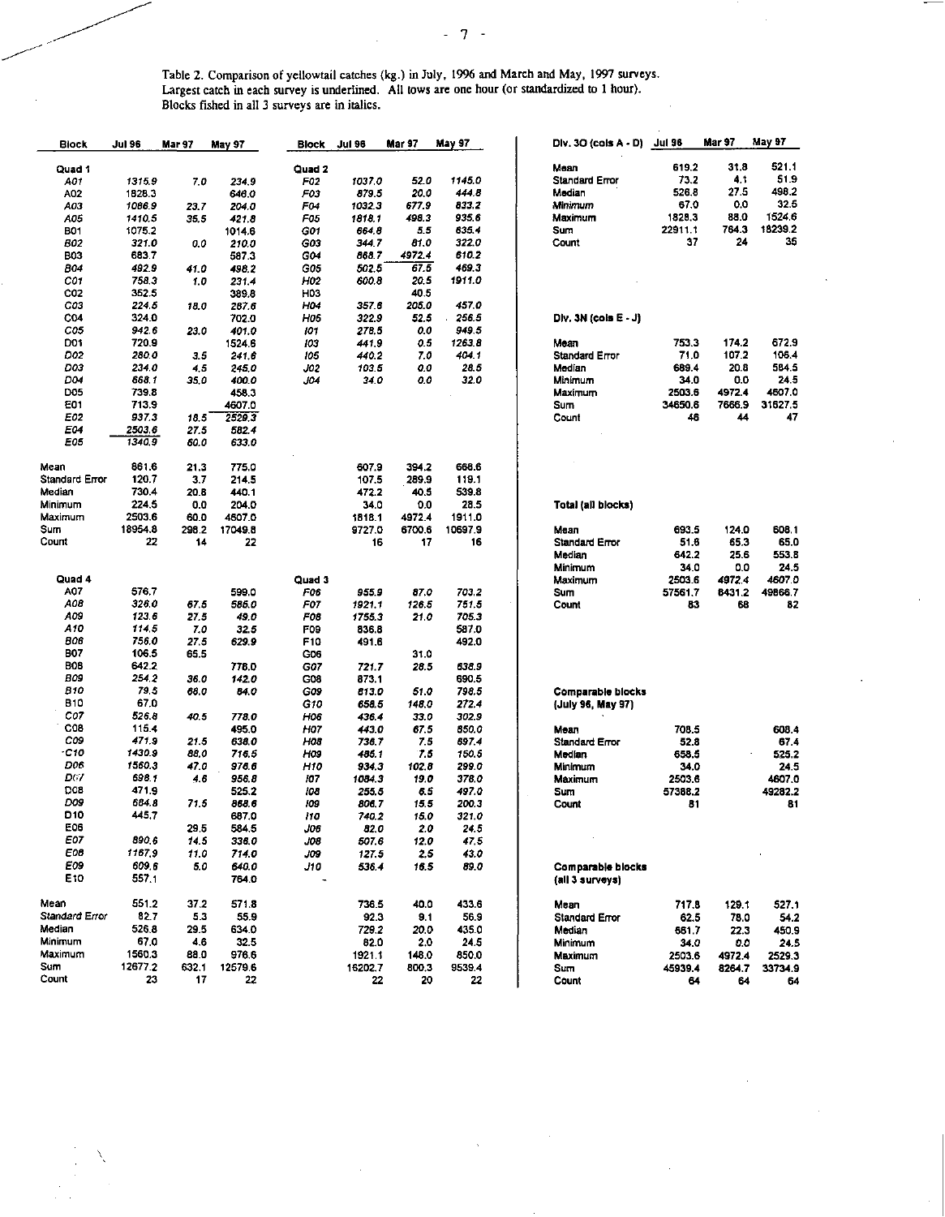Table 2. Comparison of yellowtail catches (kg.) in July, 1996 and March and May, 1997 surveys. Largest catch in each survey is underlined. All tows are one hour (or standardized to 1 hour). Blocks fished in all 3 surveys are in italics.

| Block | Jul 96 | Mar 97 | May 97 |
|---|---|---|---|
| **Quad 1** | | | |
| *A01* | *1315.9* | *7.0* | *234.9* |
| A02 | 1828.3 | | 646.0 |
| *A03* | *1086.9* | *23.7* | *204.0* |
| *A05* | *1410.5* | *35.5* | *421.8* |
| B01 | 1075.2 | | 1014.6 |
| *B02* | *321.0* | *0.0* | *210.0* |
| B03 | 683.7 | | 587.3 |
| *B04* | *492.9* | *41.0* | *498.2* |
| *C01* | *758.3* | *1.0* | *231.4* |
| C02 | 352.5 | | 389.8 |
| *C03* | *224.5* | *18.0* | *287.6* |
| C04 | 324.0 | | 702.0 |
| *C05* | *942.6* | *23.0* | *401.0* |
| D01 | 720.9 | | 1524.6 |
| *D02* | *280.0* | *3.5* | *241.6* |
| *D03* | *234.0* | *4.5* | *245.0* |
| *D04* | *668.1* | *35.0* | *400.0* |
| D05 | 739.8 | | 458.3 |
| E01 | 713.9 | | 4607.0 |
| *E02* | *937.3* | *18.5* | *2529.3* |
| *E04* | *2503.6* | *27.5* | *582.4* |
| *E05* | *1340.9* | *60.0* | *633.0* |
| Mean | 861.6 | 21.3 | 775.0 |
| Standard Error | 120.7 | 3.7 | 214.5 |
| Median | 730.4 | 20.8 | 440.1 |
| Minimum | 224.5 | 0.0 | 204.0 |
| Maximum | 2503.6 | 60.0 | 4607.0 |
| Sum | 18954.8 | 298.2 | 17049.8 |
| Count | 22 | 14 | 22 |

| Block | Jul 96 | Mar 97 | May 97 |
|---|---|---|---|
| **Quad 2** | | | |
| *F02* | *1037.0* | *52.0* | *1145.0* |
| *F03* | *879.5* | *20.0* | *444.8* |
| *F04* | *1032.3* | *677.9* | *833.2* |
| *F05* | *1818.1* | *498.3* | *935.6* |
| *G01* | *664.8* | *5.5* | *635.4* |
| *G03* | *344.7* | *81.0* | *322.0* |
| *G04* | *868.7* | *4972.4* | *610.2* |
| *G05* | *502.5* | *67.5* | *469.3* |
| *H02* | *600.8* | *20.5* | *1911.0* |
| H03 | | 40.5 | |
| *H04* | *357.6* | *205.0* | *457.0* |
| *H05* | *322.9* | *52.5* | *256.5* |
| *I01* | *278.5* | *0.0* | *949.5* |
| *I03* | *441.9* | *0.5* | *1263.8* |
| *I05* | *440.2* | *7.0* | *404.1* |
| *J02* | *103.5* | *0.0* | *28.5* |
| *J04* | *34.0* | *0.0* | *32.0* |
| Mean | 607.9 | 394.2 | 668.6 |
| Standard Error | 107.5 | 289.9 | 119.1 |
| Median | 472.2 | 40.5 | 539.8 |
| Minimum | 34.0 | 0.0 | 28.5 |
| Maximum | 1818.1 | 4972.4 | 1911.0 |
| Sum | 9727.0 | 6700.6 | 10697.9 |
| Count | 16 | 17 | 16 |

| Block | Jul 96 | Mar 97 | May 97 |
|---|---|---|---|
| **Quad 4** | | | |
| A07 | 576.7 | | 599.0 |
| *A08* | *326.0* | *67.5* | *586.0* |
| *A09* | *123.6* | *27.5* | *49.0* |
| *A10* | *114.5* | *7.0* | *32.5* |
| *B06* | *756.0* | *27.5* | *629.9* |
| B07 | 106.5 | 65.5 | |
| B08 | 642.2 | | 778.0 |
| *B09* | *254.2* | *36.0* | *142.0* |
| *B10* | *79.5* | *68.0* | *84.0* |
| B10 | 67.0 | | |
| *C07* | *526.8* | *40.5* | *778.0* |
| C08 | 115.4 | | 495.0 |
| *C09* | *471.9* | *21.5* | *638.0* |
| *C10* | *1430.9* | *88.0* | *716.5* |
| *D06* | *1560.3* | *47.0* | *976.6* |
| *D07* | *698.1* | *4.6* | *956.8* |
| D08 | 471.9 | | 525.2 |
| *D09* | *684.8* | *71.5* | *868.6* |
| D10 | 445.7 | | 687.0 |
| E06 | | 29.5 | 584.5 |
| *E07* | *890.6* | *14.5* | *338.0* |
| *E08* | *1167.9* | *11.0* | *714.0* |
| *E09* | *609.6* | *5.0* | *640.0* |
| E10 | 557.1 | | 764.0 |
| Mean | 551.2 | 37.2 | 571.8 |
| *Standard Error* | 82.7 | 5.3 | 55.9 |
| Median | 526.8 | 29.5 | 634.0 |
| Minimum | 67.0 | 4.6 | 32.5 |
| Maximum | 1560.3 | 88.0 | 976.6 |
| Sum | 12677.2 | 632.1 | 12579.6 |
| Count | 23 | 17 | 22 |

| Block | Jul 96 | Mar 97 | May 97 |
|---|---|---|---|
| **Quad 3** | | | |
| *F06* | *955.9* | *87.0* | *703.2* |
| *F07* | *1921.1* | *126.5* | *751.5* |
| *F08* | *1755.3* | *21.0* | *705.3* |
| F09 | 836.8 | | 587.0 |
| F10 | 491.6 | | 492.0 |
| G06 | | 31.0 | |
| *G07* | *721.7* | *28.5* | *638.9* |
| G08 | 873.1 | | 690.5 |
| *G09* | *813.0* | *51.0* | *798.5* |
| *G10* | *658.5* | *148.0* | *272.4* |
| *H06* | *436.4* | *33.0* | *302.9* |
| *H07* | *443.0* | *67.5* | *850.0* |
| *H08* | *736.7* | *7.5* | *697.4* |
| *H09* | *485.1* | *7.5* | *150.5* |
| *H10* | *934.3* | *102.8* | *299.0* |
| *I07* | *1084.3* | *19.0* | *378.0* |
| *I08* | *255.5* | *6.5* | *497.0* |
| *I09* | *806.7* | *15.5* | *200.3* |
| *I10* | *740.2* | *15.0* | *321.0* |
| *J06* | *82.0* | *2.0* | *24.5* |
| *J08* | *507.6* | *12.0* | *47.5* |
| *J09* | *127.5* | *2.5* | *43.0* |
| *J10* | *536.4* | *16.5* | *89.0* |
| Mean | 736.5 | 40.0 | 433.6 |
| Standard Error | 92.3 | 9.1 | 56.9 |
| Median | 729.2 | 20.0 | 435.0 |
| Minimum | 82.0 | 2.0 | 24.5 |
| Maximum | 1921.1 | 148.0 | 850.0 |
| Sum | 16202.7 | 800.3 | 9539.4 |
| Count | 22 | 20 | 22 |

| Div. 3O (cols A - D) | Jul 96 | Mar 97 | May 97 |
|---|---|---|---|
| Mean | 619.2 | 31.8 | 521.1 |
| Standard Error | 73.2 | 4.1 | 51.9 |
| Median | 526.8 | 27.5 | 498.2 |
| *Minimum* | 67.0 | 0.0 | 32.5 |
| Maximum | 1828.3 | 88.0 | 1524.6 |
| Sum | 22911.1 | 764.3 | 18239.2 |
| Count | 37 | 24 | 35 |

| Div. 3N (cols E - J) | Jul 96 | Mar 97 | May 97 |
|---|---|---|---|
| Mean | 753.3 | 174.2 | 672.9 |
| Standard Error | 71.0 | 107.2 | 106.4 |
| Median | 689.4 | 20.8 | 584.5 |
| Minimum | 34.0 | 0.0 | 24.5 |
| Maximum | 2503.6 | 4972.4 | 4607.0 |
| Sum | 34650.6 | 7666.9 | 31627.5 |
| Count | 46 | 44 | 47 |

| Total (all blocks) | Jul 96 | Mar 97 | May 97 |
|---|---|---|---|
| Mean | 693.5 | 124.0 | 608.1 |
| Standard Error | 51.6 | 65.3 | 65.0 |
| Median | 642.2 | 25.6 | 553.8 |
| Minimum | 34.0 | 0.0 | 24.5 |
| Maximum | 2503.6 | 4972.4 | 4607.0 |
| Sum | 57561.7 | 8431.2 | 49866.7 |
| Count | 83 | 68 | 82 |

| Comparable blocks (July 96, May 97) | Jul 96 | Mar 97 | May 97 |
|---|---|---|---|
| Mean | 708.5 | | 608.4 |
| Standard Error | 52.8 | | 67.4 |
| Median | 658.5 | | 525.2 |
| Minimum | 34.0 | | 24.5 |
| Maximum | 2503.6 | | 4607.0 |
| Sum | 57388.2 | | 49282.2 |
| Count | 81 | | 81 |

| Comparable blocks (all 3 surveys) | Jul 96 | Mar 97 | May 97 |
|---|---|---|---|
| Mean | 717.8 | 129.1 | 527.1 |
| Standard Error | 62.5 | 78.0 | 54.2 |
| Median | 661.7 | 22.3 | 450.9 |
| Minimum | 34.0 | 0.0 | 24.5 |
| Maximum | 2503.6 | 4972.4 | 2529.3 |
| Sum | 45939.4 | 8264.7 | 33734.9 |
| Count | 64 | 64 | 64 |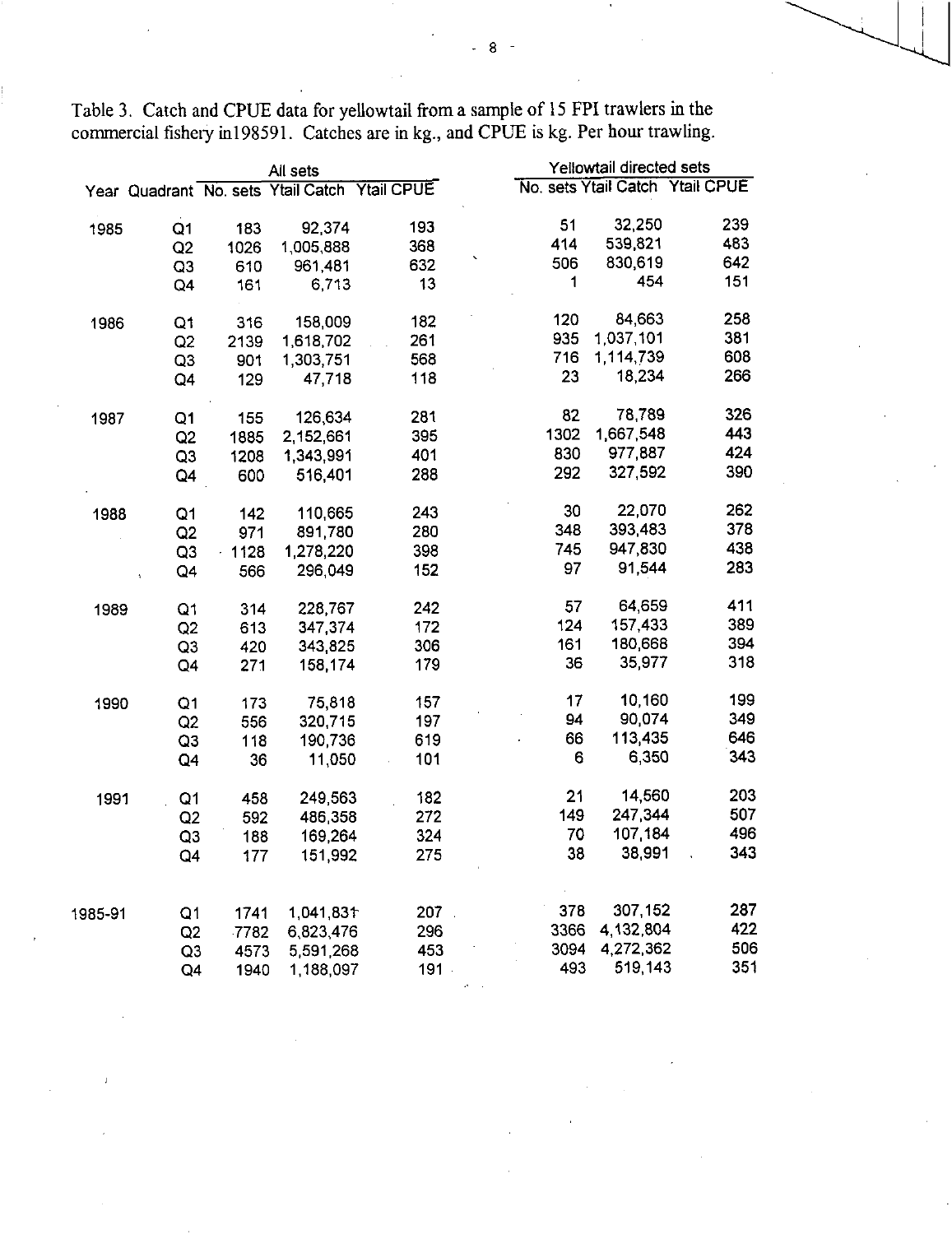Table 3. Catch and CPUE data for yellowtail from a sample of 15 FPI trawlers in the commercial fishery in198591. Catches are in kg., and CPUE is kg. Per hour trawling.

| | | All sets | | | Yellowtail directed sets | | |
|---|---|---|---|---|---|---|---|
| Year | Quadrant | No. sets | Ytail Catch | Ytail CPUE | No. sets | Ytail Catch | Ytail CPUE |
| 1985 | Q1 | 183 | 92,374 | 193 | 51 | 32,250 | 239 |
| | Q2 | 1026 | 1,005,888 | 368 | 414 | 539,821 | 483 |
| | Q3 | 610 | 961,481 | 632 | 506 | 830,619 | 642 |
| | Q4 | 161 | 6,713 | 13 | 1 | 454 | 151 |
| 1986 | Q1 | 316 | 158,009 | 182 | 120 | 84,663 | 258 |
| | Q2 | 2139 | 1,618,702 | 261 | 935 | 1,037,101 | 381 |
| | Q3 | 901 | 1,303,751 | 568 | 716 | 1,114,739 | 608 |
| | Q4 | 129 | 47,718 | 118 | 23 | 18,234 | 266 |
| 1987 | Q1 | 155 | 126,634 | 281 | 82 | 78,789 | 326 |
| | Q2 | 1885 | 2,152,661 | 395 | 1302 | 1,667,548 | 443 |
| | Q3 | 1208 | 1,343,991 | 401 | 830 | 977,887 | 424 |
| | Q4 | 600 | 516,401 | 288 | 292 | 327,592 | 390 |
| 1988 | Q1 | 142 | 110,665 | 243 | 30 | 22,070 | 262 |
| | Q2 | 971 | 891,780 | 280 | 348 | 393,483 | 378 |
| | Q3 | 1128 | 1,278,220 | 398 | 745 | 947,830 | 438 |
| | Q4 | 566 | 296,049 | 152 | 97 | 91,544 | 283 |
| 1989 | Q1 | 314 | 228,767 | 242 | 57 | 64,659 | 411 |
| | Q2 | 613 | 347,374 | 172 | 124 | 157,433 | 389 |
| | Q3 | 420 | 343,825 | 306 | 161 | 180,668 | 394 |
| | Q4 | 271 | 158,174 | 179 | 36 | 35,977 | 318 |
| 1990 | Q1 | 173 | 75,818 | 157 | 17 | 10,160 | 199 |
| | Q2 | 556 | 320,715 | 197 | 94 | 90,074 | 349 |
| | Q3 | 118 | 190,736 | 619 | 66 | 113,435 | 646 |
| | Q4 | 36 | 11,050 | 101 | 6 | 6,350 | 343 |
| 1991 | Q1 | 458 | 249,563 | 182 | 21 | 14,560 | 203 |
| | Q2 | 592 | 486,358 | 272 | 149 | 247,344 | 507 |
| | Q3 | 188 | 169,264 | 324 | 70 | 107,184 | 496 |
| | Q4 | 177 | 151,992 | 275 | 38 | 38,991 | 343 |
| 1985-91 | Q1 | 1741 | 1,041,831 | 207 | 378 | 307,152 | 287 |
| | Q2 | 7782 | 6,823,476 | 296 | 3366 | 4,132,804 | 422 |
| | Q3 | 4573 | 5,591,268 | 453 | 3094 | 4,272,362 | 506 |
| | Q4 | 1940 | 1,188,097 | 191 | 493 | 519,143 | 351 |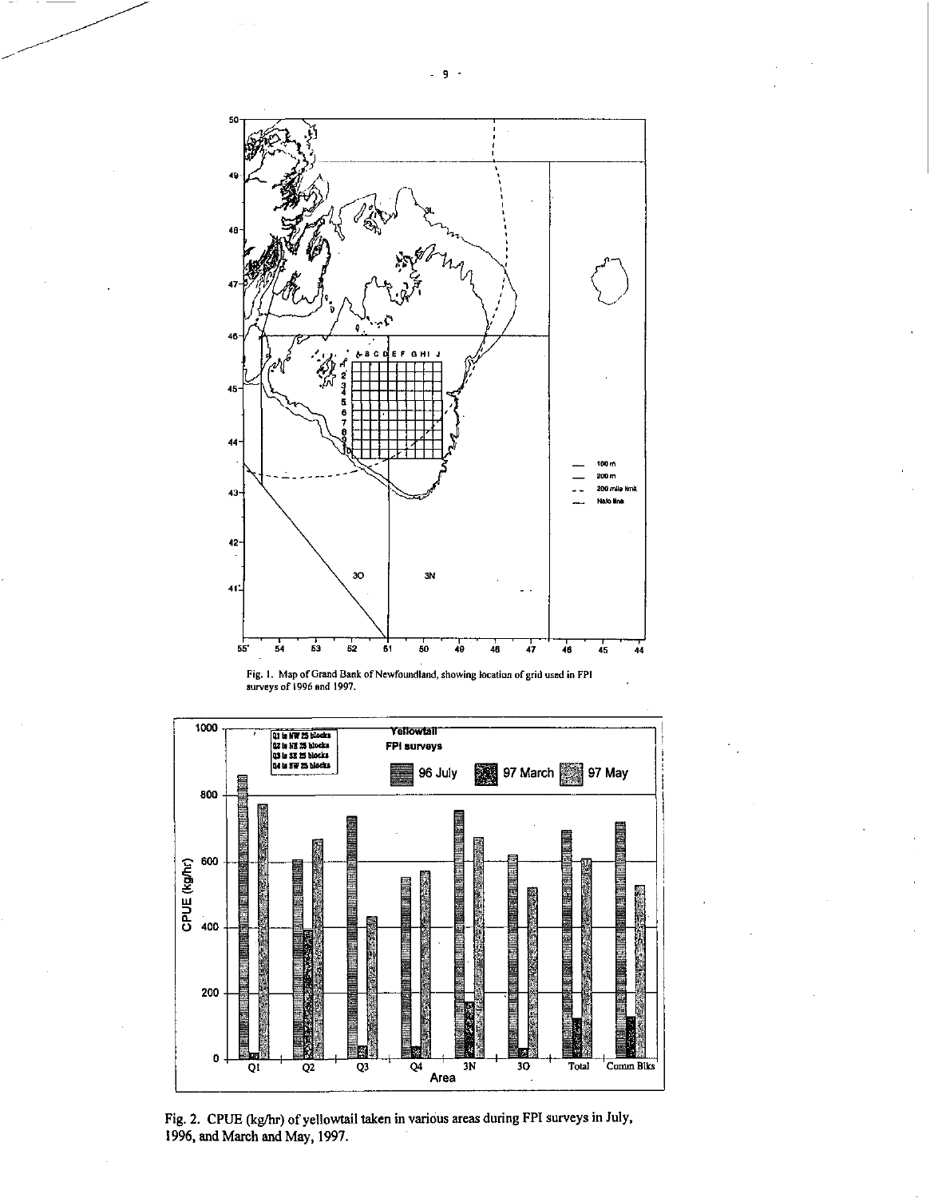Fig. 1. Map of Grand Bank of Newfoundland, showing location of grid used in FPI surveys of 1996 and 1997.

Fig. 2. CPUE (kg/hr) of yellowtail taken in various areas during FPI surveys in July, 1996, and March and May, 1997.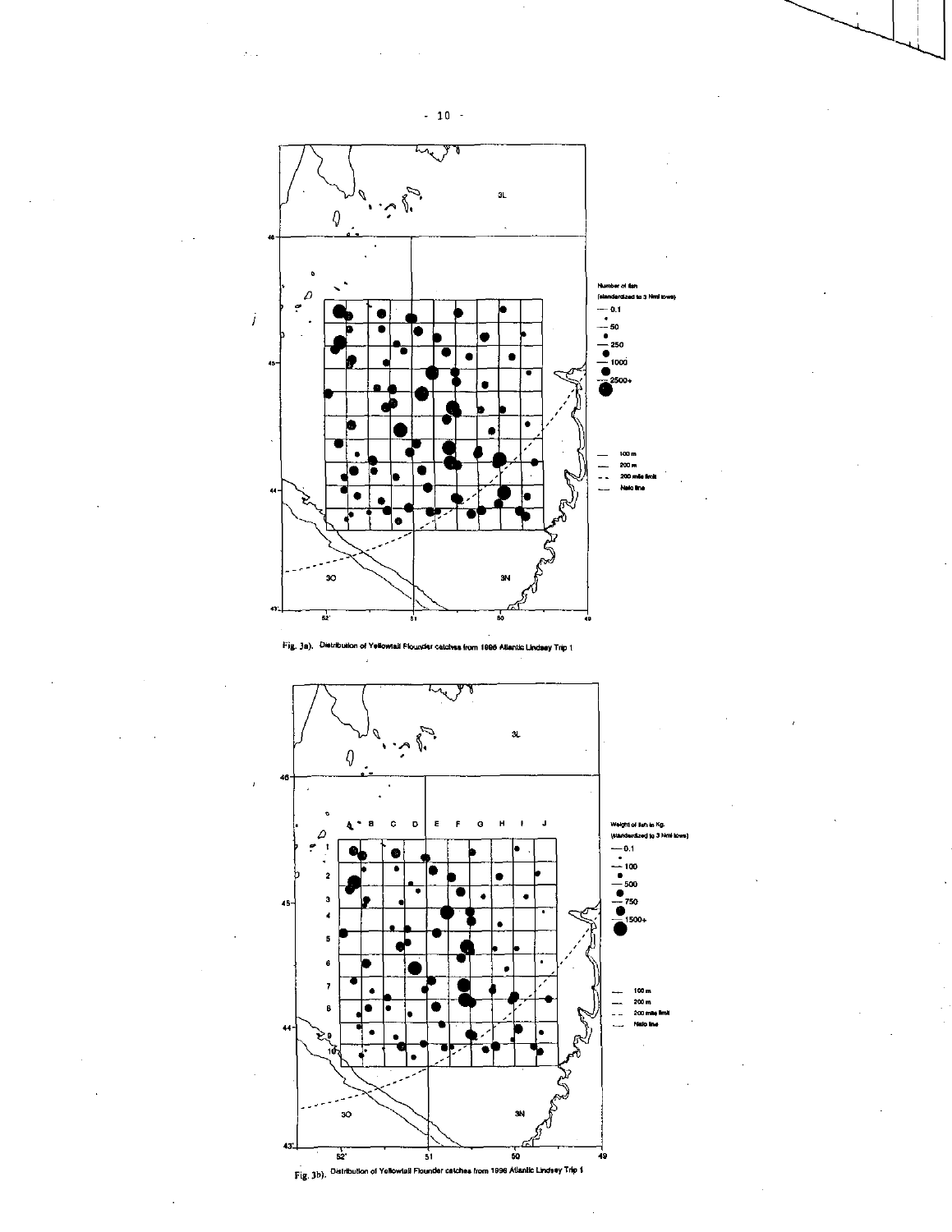Fig. 3a). Distribution of Yellowtail Flounder catches from 1996 Atlantic Lindsey Trip 1

Fig. 3b). Distribution of Yellowtail Flounder catches from 1996 Atlantic Lindsey Trip 1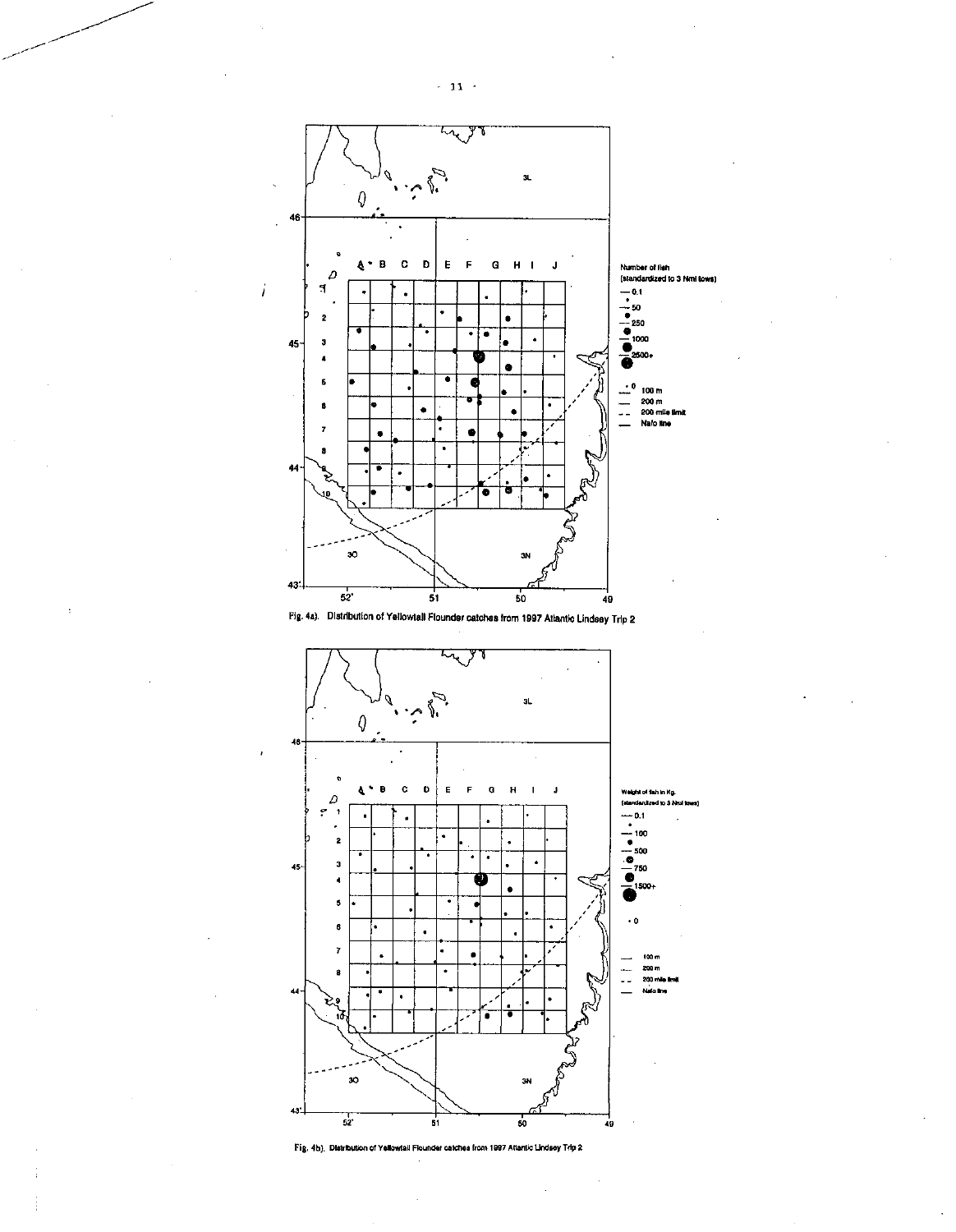Fig. 4a). Distribution of Yellowtail Flounder catches from 1997 Atlantic Lindsey Trip 2

Fig. 4b). Distribution of Yellowtail Flounder catches from 1997 Atlantic Lindsey Trip 2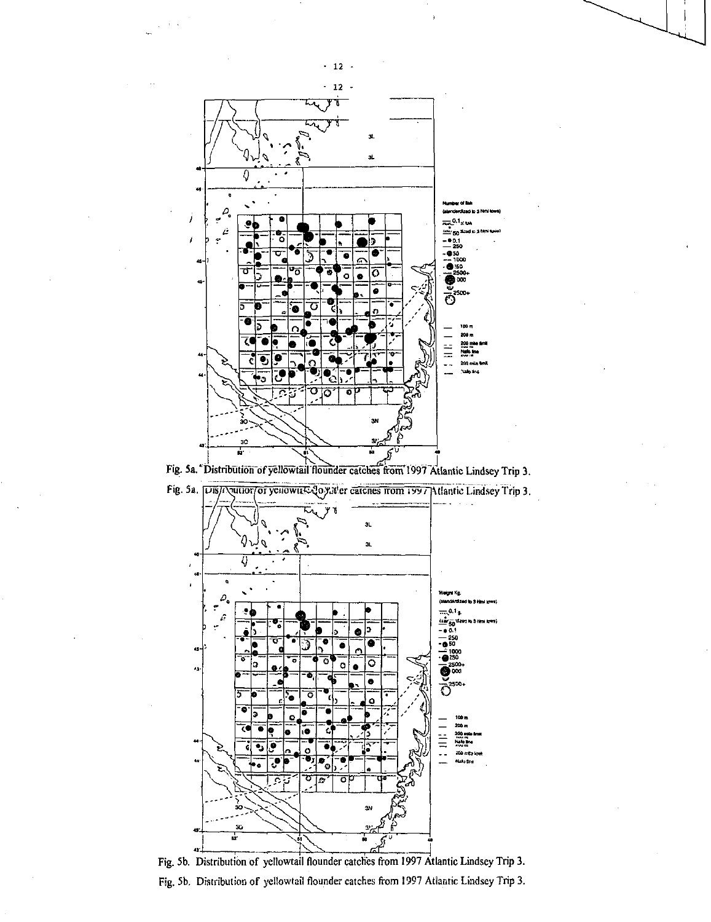Fig. 5a. Distribution of yellowtail flounder catches from 1997 Atlantic Lindsey Trip 3.

Fig. 5b. Distribution of yellowtail flounder catches from 1997 Atlantic Lindsey Trip 3.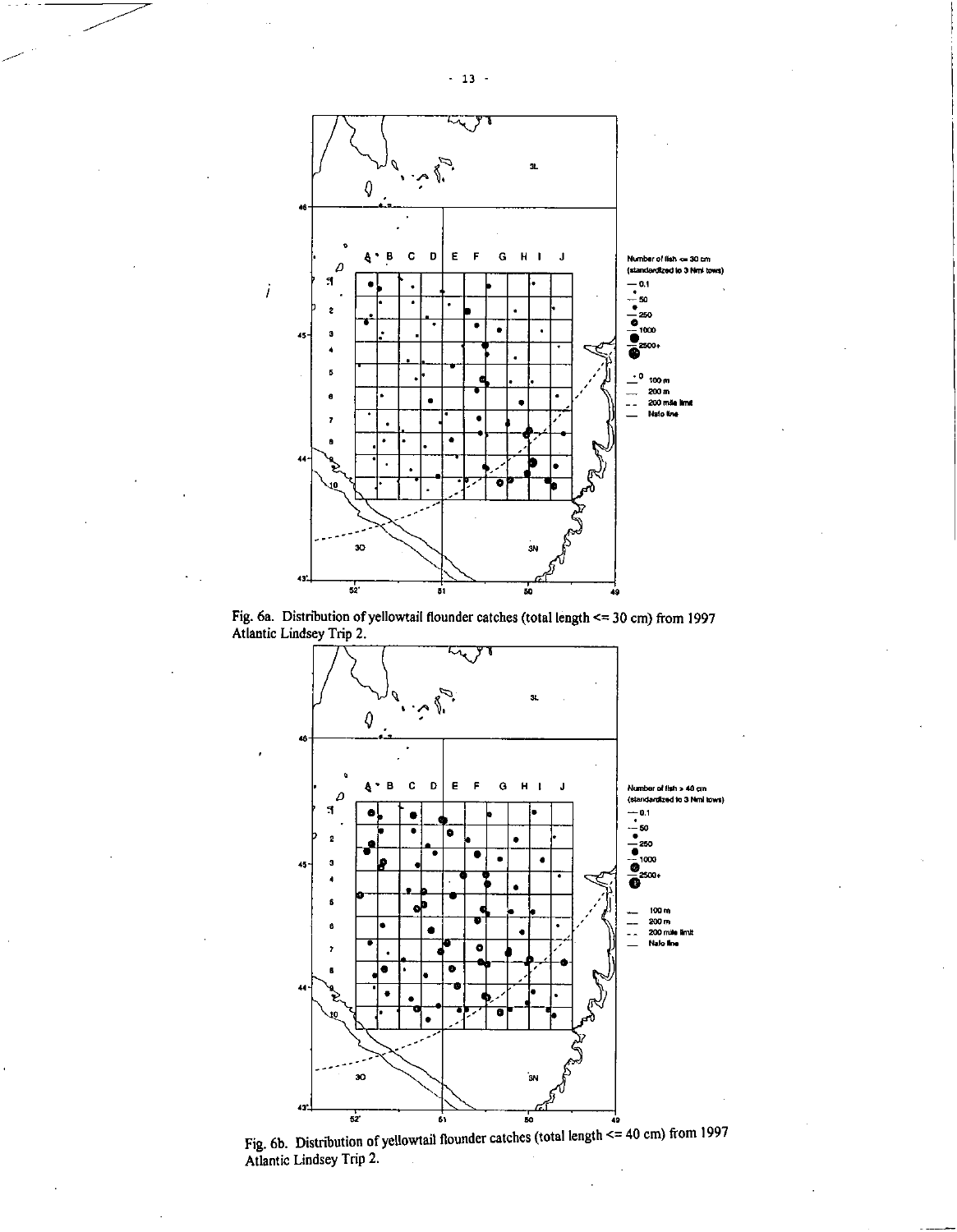Fig. 6a. Distribution of yellowtail flounder catches (total length <= 30 cm) from 1997 Atlantic Lindsey Trip 2.

Fig. 6b. Distribution of yellowtail flounder catches (total length <= 40 cm) from 1997 Atlantic Lindsey Trip 2.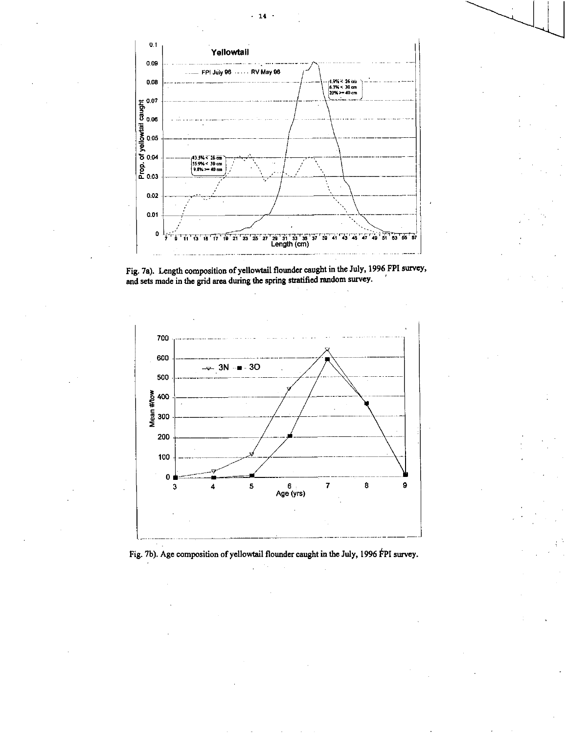Fig. 7a). Length composition of yellowtail flounder caught in the July, 1996 FPI survey, and sets made in the grid area during the spring stratified random survey.

Fig. 7b). Age composition of yellowtail flounder caught in the July, 1996 FPI survey.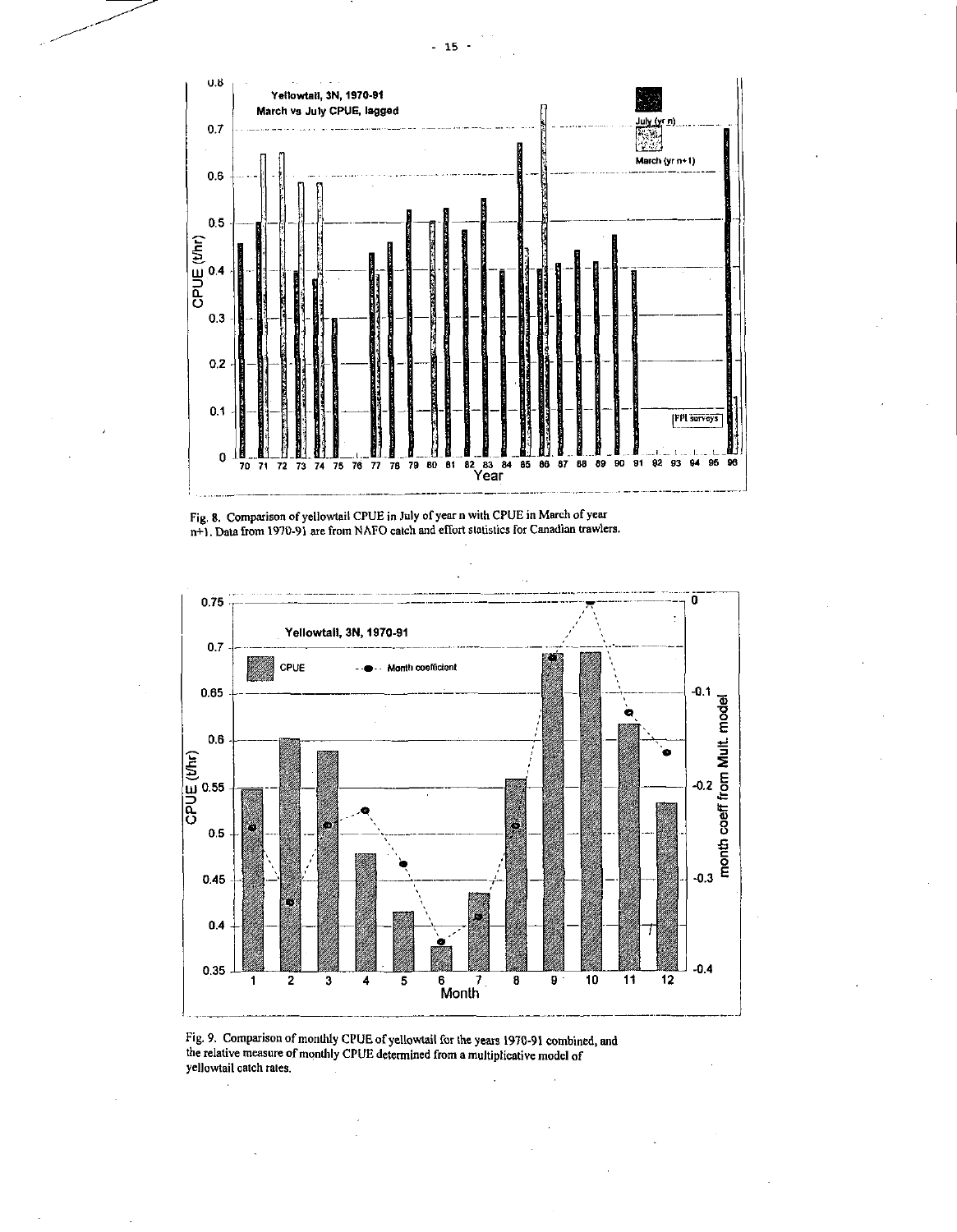Fig. 8. Comparison of yellowtail CPUE in July of year n with CPUE in March of year n+1. Data from 1970-91 are from NAFO catch and effort statistics for Canadian trawlers.

Fig. 9. Comparison of monthly CPUE of yellowtail for the years 1970-91 combined, and the relative measure of monthly CPUE determined from a multiplicative model of yellowtail catch rates.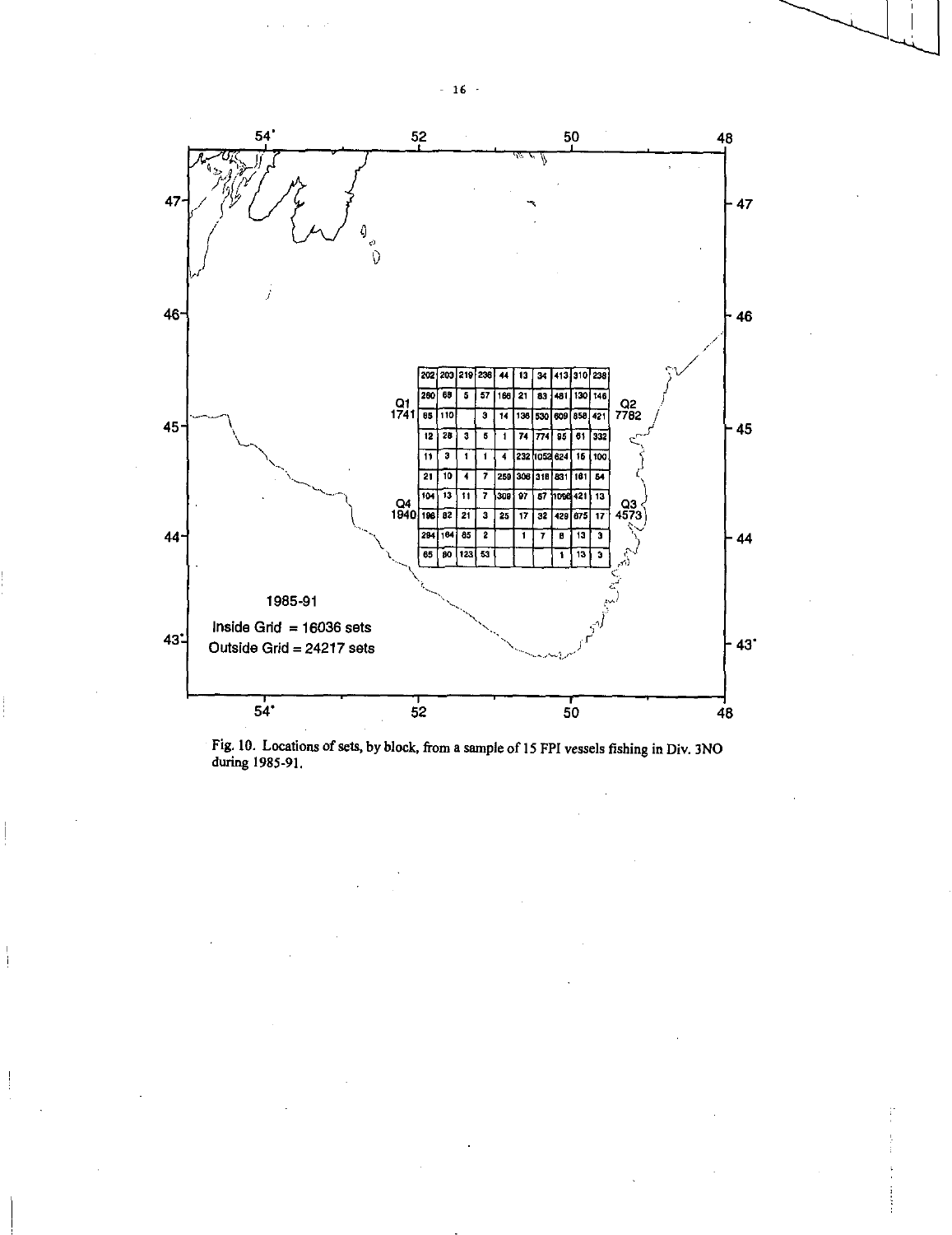| 202 | 203 | 219 | 236 | 44 | 13 | 34 | 413 | 310 | 238 |
|---|---|---|---|---|---|---|---|---|---|
| 280 | 69 | 5 | 57 | 166 | 21 | 83 | 481 | 130 | 146 |
| 65 | 110 | | 3 | 14 | 136 | 530 | 609 | 858 | 421 |
| 12 | 28 | 3 | 5 | 1 | 74 | 774 | 95 | 61 | 332 |
| 11 | 3 | 1 | 1 | 4 | 232 | 1052 | 624 | 16 | 100 |
| 21 | 10 | 4 | 7 | 259 | 306 | 318 | 831 | 161 | 54 |
| 104 | 13 | 11 | 7 | 309 | 97 | 87 | 1096 | 421 | 13 |
| 196 | 82 | 21 | 3 | 25 | 17 | 32 | 429 | 675 | 17 |
| 294 | 164 | 85 | 2 | | 1 | 7 | 8 | 13 | 3 |
| 65 | 80 | 123 | 53 | | | | 1 | 13 | 3 |

Q1 1741

Q2 7782

Q3 4573

Q4 1940

1985-91

Inside Grid = 16036 sets

Outside Grid = 24217 sets

Fig. 10. Locations of sets, by block, from a sample of 15 FPI vessels fishing in Div. 3NO during 1985-91.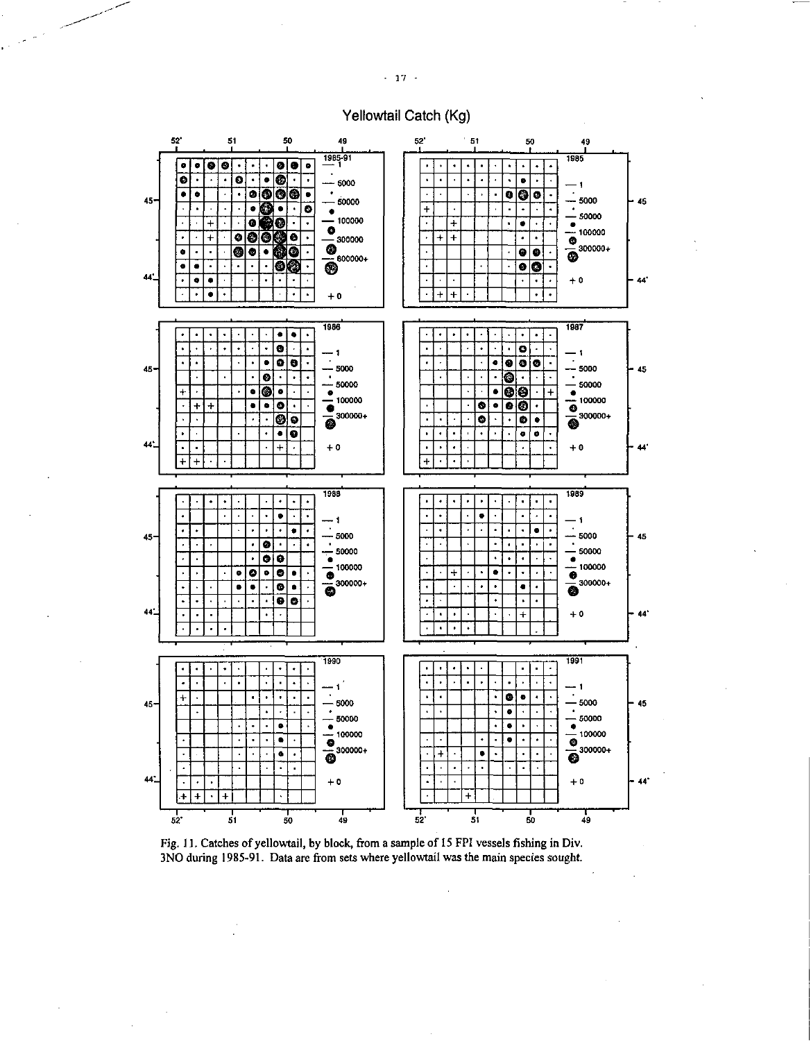Yellowtail Catch (Kg)

Fig. 11. Catches of yellowtail, by block, from a sample of 15 FPI vessels fishing in Div. 3NO during 1985-91. Data are from sets where yellowtail was the main species sought.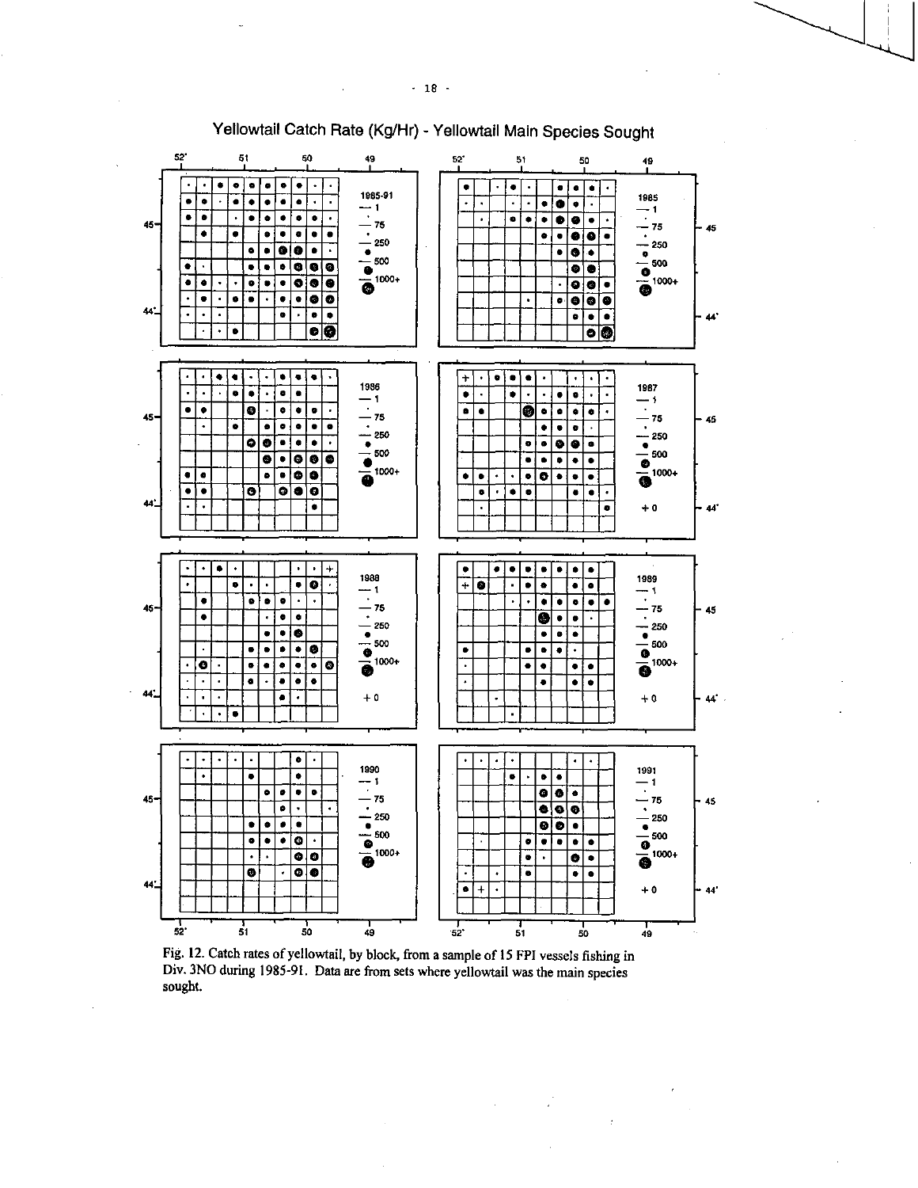Yellowtail Catch Rate (Kg/Hr) - Yellowtail Main Species Sought

Fig. 12. Catch rates of yellowtail, by block, from a sample of 15 FPI vessels fishing in Div. 3NO during 1985-91. Data are from sets where yellowtail was the main species sought.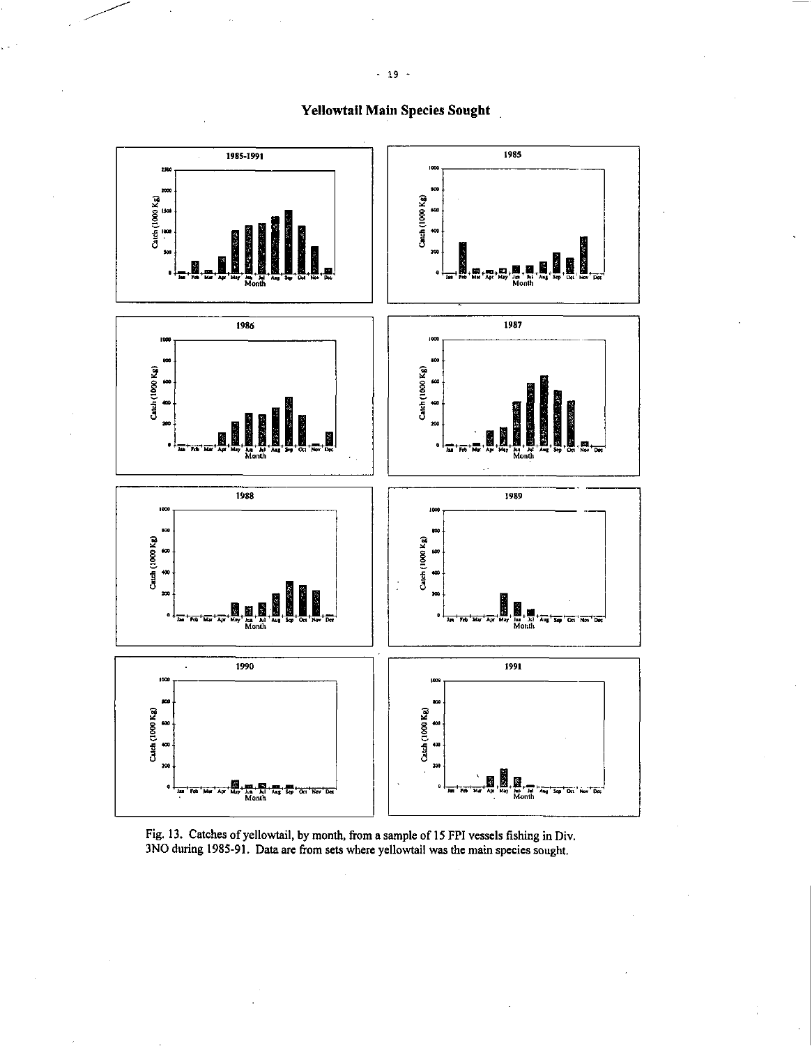# Yellowtail Main Species Sought

Fig. 13. Catches of yellowtail, by month, from a sample of 15 FPI vessels fishing in Div. 3NO during 1985-91. Data are from sets where yellowtail was the main species sought.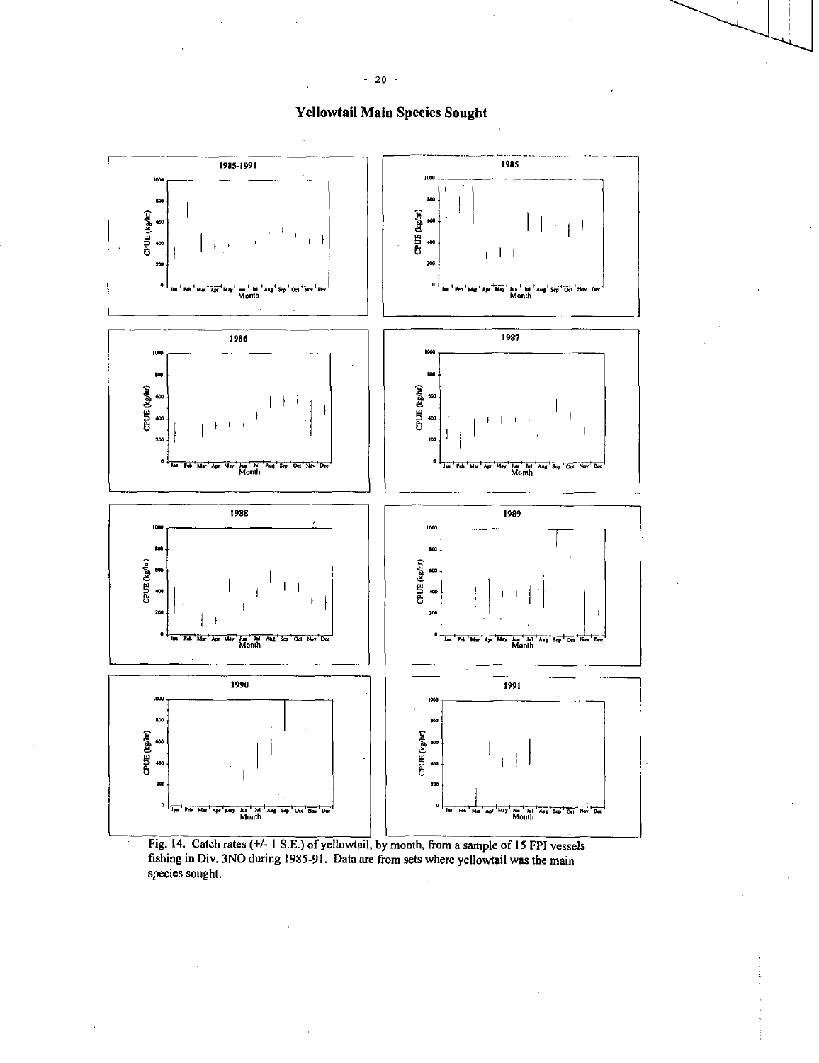# Yellowtail Main Species Sought

Fig. 14. Catch rates (+/- 1 S.E.) of yellowtail, by month, from a sample of 15 FPI vessels fishing in Div. 3NO during 1985-91. Data are from sets where yellowtail was the main species sought.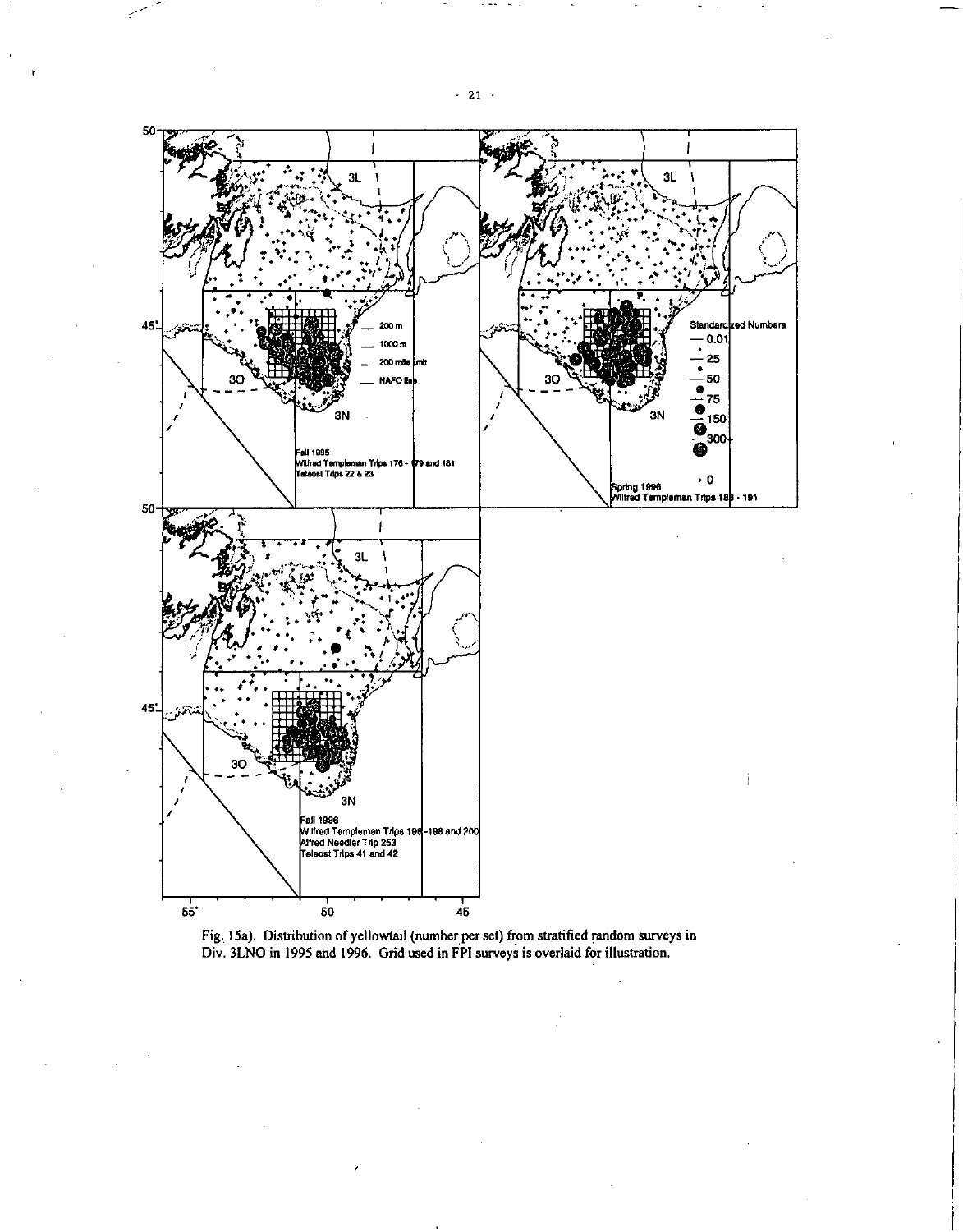Fig. 15a). Distribution of yellowtail (number per set) from stratified random surveys in Div. 3LNO in 1995 and 1996. Grid used in FPI surveys is overlaid for illustration.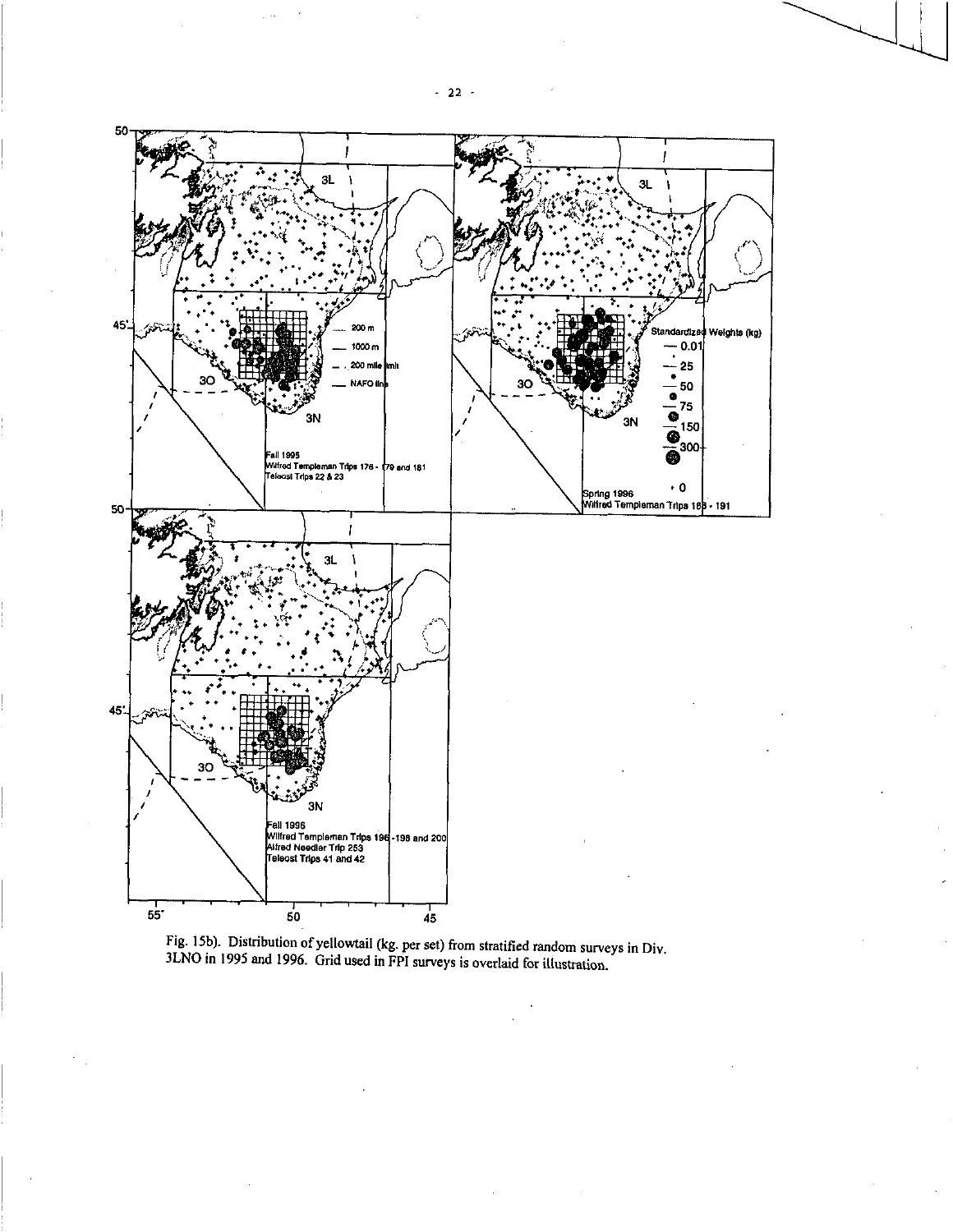Fig. 15b). Distribution of yellowtail (kg. per set) from stratified random surveys in Div. 3LNO in 1995 and 1996. Grid used in FPI surveys is overlaid for illustration.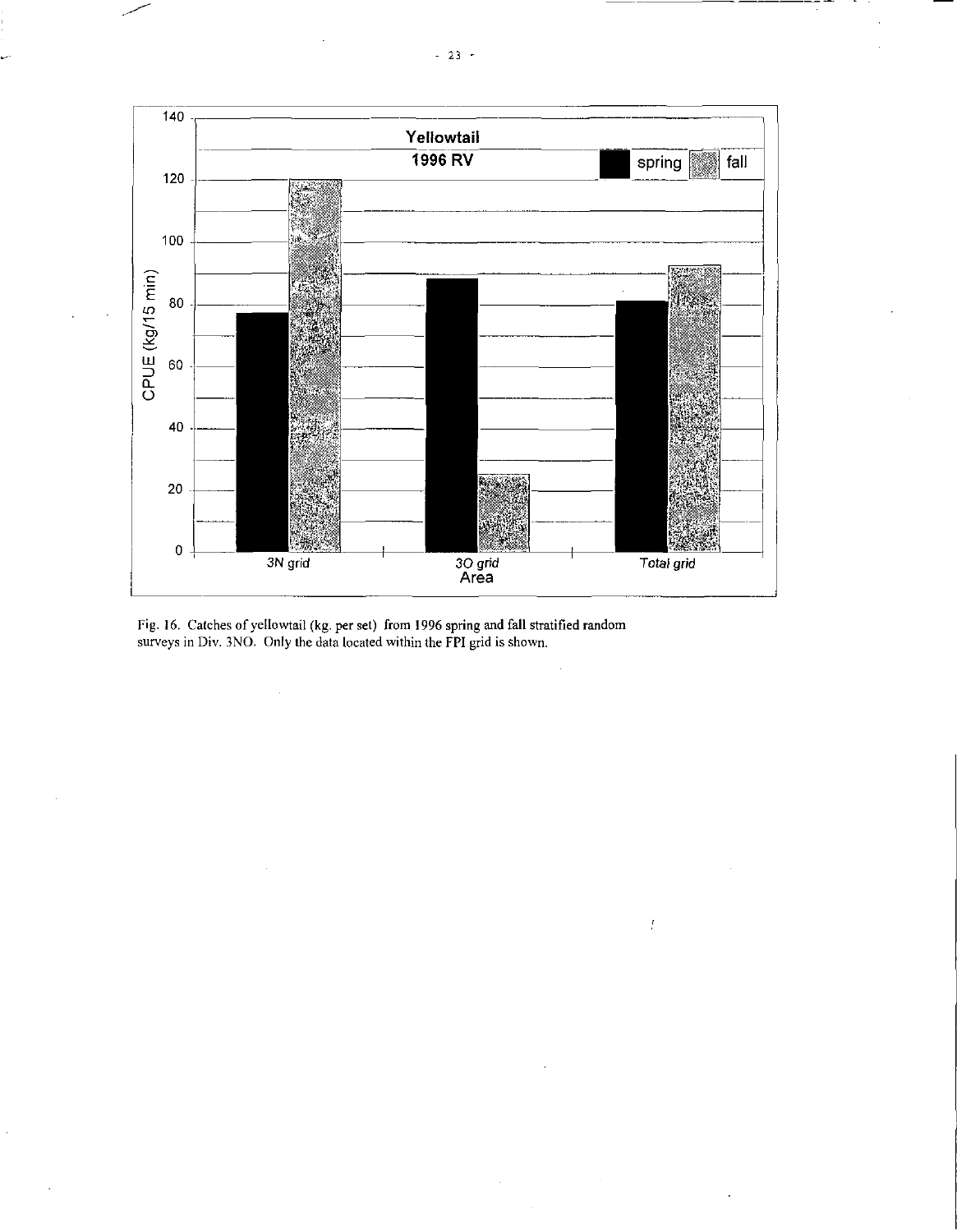Yellowtail

1996 RV

spring

fall

140

120

100

80

60

40

20

0

CPUE (kg/15 min)

3N grid

3O grid

Total grid

Area

Fig. 16. Catches of yellowtail (kg. per set) from 1996 spring and fall stratified random surveys in Div. 3NO. Only the data located within the FPI grid is shown.